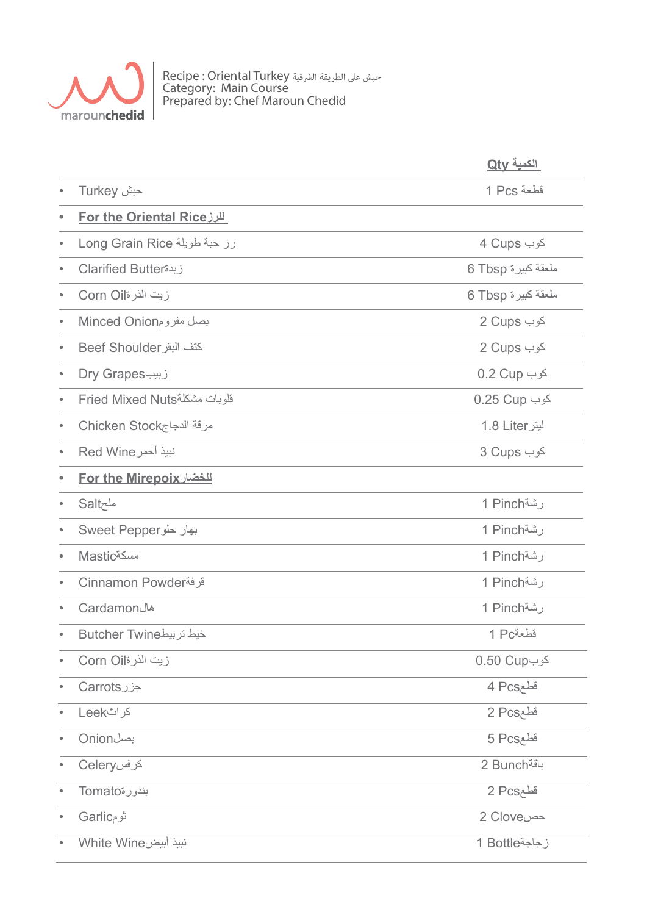maroun**chedid**

Recipe : Oriental Turkey حبش على الطريقة الشرقية
Category: Main Course
Prepared by: Chef Maroun Chedid

| | **Qty الكمية** |
|---|---|
| • Turkey حبش | 1 Pcs قطعة |
| • **For the Oriental Rice للرز** | |
| • Long Grain Rice رز حبة طويلة | 4 Cups كوب |
| • Clarified Butter زبدة | 6 Tbsp ملعقة كبيرة |
| • Corn Oil زيت الذرة | 6 Tbsp ملعقة كبيرة |
| • Minced Onion بصل مفروم | 2 Cups كوب |
| • Beef Shoulder كتف البقر | 2 Cups كوب |
| • Dry Grapes زبيب | 0.2 Cup كوب |
| • Fried Mixed Nuts قلوبات مشكلة | 0.25 Cup كوب |
| • Chicken Stock مرقة الدجاج | 1.8 Liter ليتر |
| • Red Wine نبيذ أحمر | 3 Cups كوب |
| • **For the Mirepoix للخضار** | |
| • Salt ملح | 1 Pinch رشة |
| • Sweet Pepper بهار حلو | 1 Pinch رشة |
| • Mastic مسكة | 1 Pinch رشة |
| • Cinnamon Powder قرفة | 1 Pinch رشة |
| • Cardamon هال | 1 Pinch رشة |
| • Butcher Twine خيط تربيط | 1 Pc قطعة |
| • Corn Oil زيت الذرة | 0.50 Cup كوب |
| • Carrots جزر | 4 Pcs قطع |
| • Leek كراث | 2 Pcs قطع |
| • Onion بصل | 5 Pcs قطع |
| • Celery كرفس | 2 Bunch باقة |
| • Tomato بندورة | 2 Pcs قطع |
| • Garlic ثوم | 2 Clove حص |
| • White Wine نبيذ أبيض | 1 Bottle زجاجة |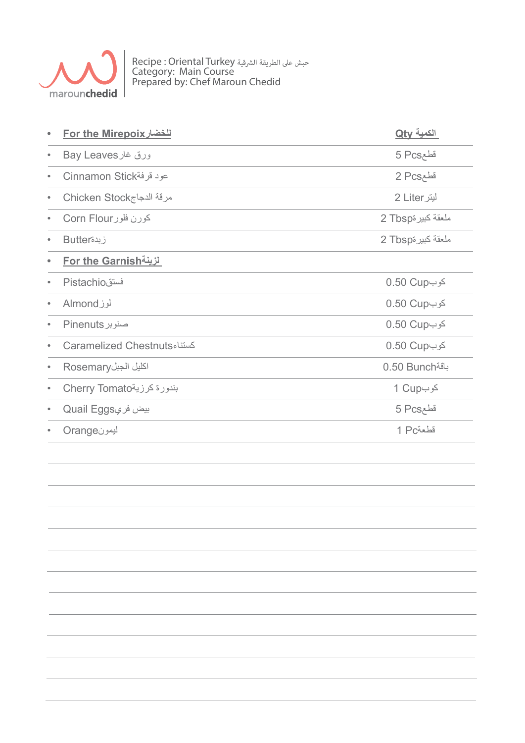marounchedid

Recipe : Oriental Turkey حبش على الطريقة الشرقية
Category: Main Course
Prepared by: Chef Maroun Chedid

| | |
|---|---|
| **For the Mirepoix للخضار** | **Qty الكمية** |
| Bay Leaves ورق غار | 5 Pcs قطع |
| Cinnamon Stick عود قرفة | 2 Pcs قطع |
| Chicken Stock مرقة الدجاج | 2 Liter ليتر |
| Corn Flour كورن فلور | 2 Tbsp ملعقة كبيرة |
| Butter زبدة | 2 Tbsp ملعقة كبيرة |
| **For the Garnish لزينة** | |
| Pistachio فستق | 0.50 Cup كوب |
| Almond لوز | 0.50 Cup كوب |
| Pinenuts صنوبر | 0.50 Cup كوب |
| Caramelized Chestnuts كستناء | 0.50 Cup كوب |
| Rosemary اكليل الجبل | 0.50 Bunch باقة |
| Cherry Tomato بندورة كرزية | 1 Cup كوب |
| Quail Eggs بيض فري | 5 Pcs قطع |
| Orange ليمون | 1 Pc قطعة |